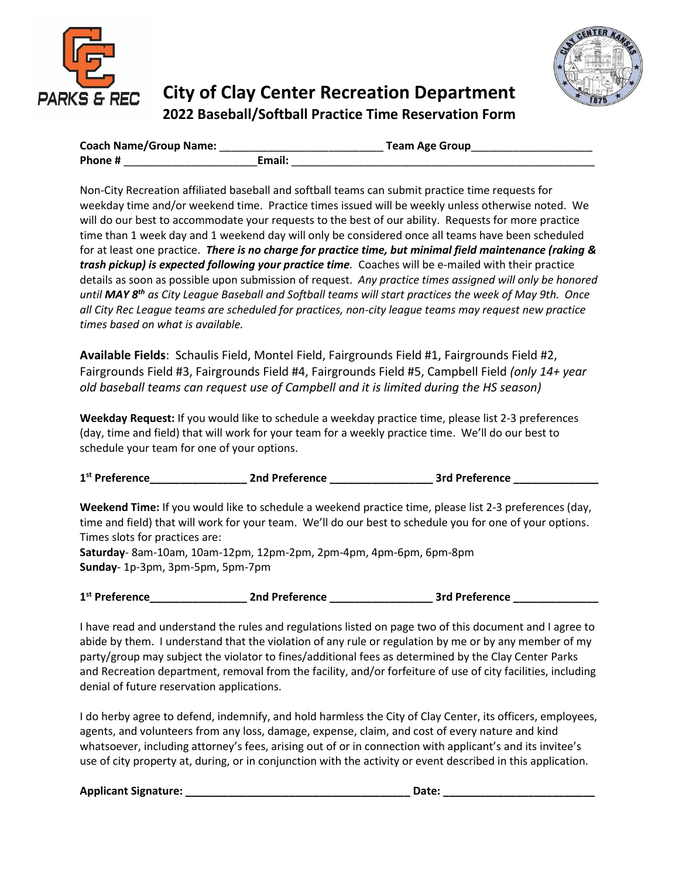# City of Clay Center Recreation Department

## 2022 Baseball/Softball Practice Time Reservation Form

**Coach Name/Group Name:** ___________________________ **Team Age Group**____________________
**Phone #** ______________________**Email:** ____________________________________________________

Non-City Recreation affiliated baseball and softball teams can submit practice time requests for weekday time and/or weekend time. Practice times issued will be weekly unless otherwise noted. We will do our best to accommodate your requests to the best of our ability. Requests for more practice time than 1 week day and 1 weekend day will only be considered once all teams have been scheduled for at least one practice. ***There is no charge for practice time, but minimal field maintenance (raking & trash pickup) is expected following your practice time.*** Coaches will be e-mailed with their practice details as soon as possible upon submission of request. *Any practice times assigned will only be honored until **MAY 8th** as City League Baseball and Softball teams will start practices the week of May 9th. Once all City Rec League teams are scheduled for practices, non-city league teams may request new practice times based on what is available.*

**Available Fields**: Schaulis Field, Montel Field, Fairgrounds Field #1, Fairgrounds Field #2, Fairgrounds Field #3, Fairgrounds Field #4, Fairgrounds Field #5, Campbell Field *(only 14+ year old baseball teams can request use of Campbell and it is limited during the HS season)*

**Weekday Request:** If you would like to schedule a weekday practice time, please list 2-3 preferences (day, time and field) that will work for your team for a weekly practice time. We'll do our best to schedule your team for one of your options.

**1st Preference________________ 2nd Preference _________________ 3rd Preference ______________**

**Weekend Time:** If you would like to schedule a weekend practice time, please list 2-3 preferences (day, time and field) that will work for your team. We'll do our best to schedule you for one of your options. Times slots for practices are:
**Saturday**- 8am-10am, 10am-12pm, 12pm-2pm, 2pm-4pm, 4pm-6pm, 6pm-8pm
**Sunday**- 1p-3pm, 3pm-5pm, 5pm-7pm

**1st Preference________________ 2nd Preference _________________ 3rd Preference ______________**

I have read and understand the rules and regulations listed on page two of this document and I agree to abide by them. I understand that the violation of any rule or regulation by me or by any member of my party/group may subject the violator to fines/additional fees as determined by the Clay Center Parks and Recreation department, removal from the facility, and/or forfeiture of use of city facilities, including denial of future reservation applications.

I do herby agree to defend, indemnify, and hold harmless the City of Clay Center, its officers, employees, agents, and volunteers from any loss, damage, expense, claim, and cost of every nature and kind whatsoever, including attorney's fees, arising out of or in connection with applicant's and its invitee's use of city property at, during, or in conjunction with the activity or event described in this application.

**Applicant Signature: _____________________________________ Date: _________________________**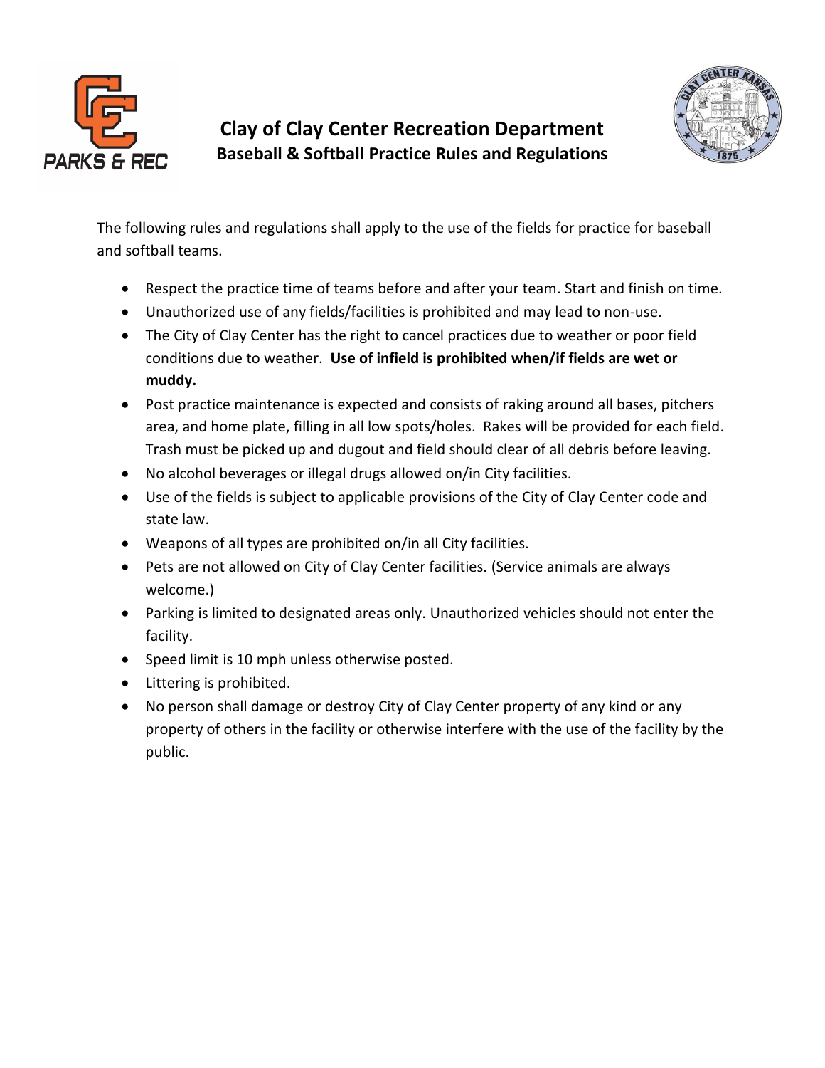# Clay of Clay Center Recreation Department

## Baseball & Softball Practice Rules and Regulations

The following rules and regulations shall apply to the use of the fields for practice for baseball and softball teams.

- Respect the practice time of teams before and after your team. Start and finish on time.
- Unauthorized use of any fields/facilities is prohibited and may lead to non-use.
- The City of Clay Center has the right to cancel practices due to weather or poor field conditions due to weather. **Use of infield is prohibited when/if fields are wet or muddy.**
- Post practice maintenance is expected and consists of raking around all bases, pitchers area, and home plate, filling in all low spots/holes. Rakes will be provided for each field. Trash must be picked up and dugout and field should clear of all debris before leaving.
- No alcohol beverages or illegal drugs allowed on/in City facilities.
- Use of the fields is subject to applicable provisions of the City of Clay Center code and state law.
- Weapons of all types are prohibited on/in all City facilities.
- Pets are not allowed on City of Clay Center facilities. (Service animals are always welcome.)
- Parking is limited to designated areas only. Unauthorized vehicles should not enter the facility.
- Speed limit is 10 mph unless otherwise posted.
- Littering is prohibited.
- No person shall damage or destroy City of Clay Center property of any kind or any property of others in the facility or otherwise interfere with the use of the facility by the public.